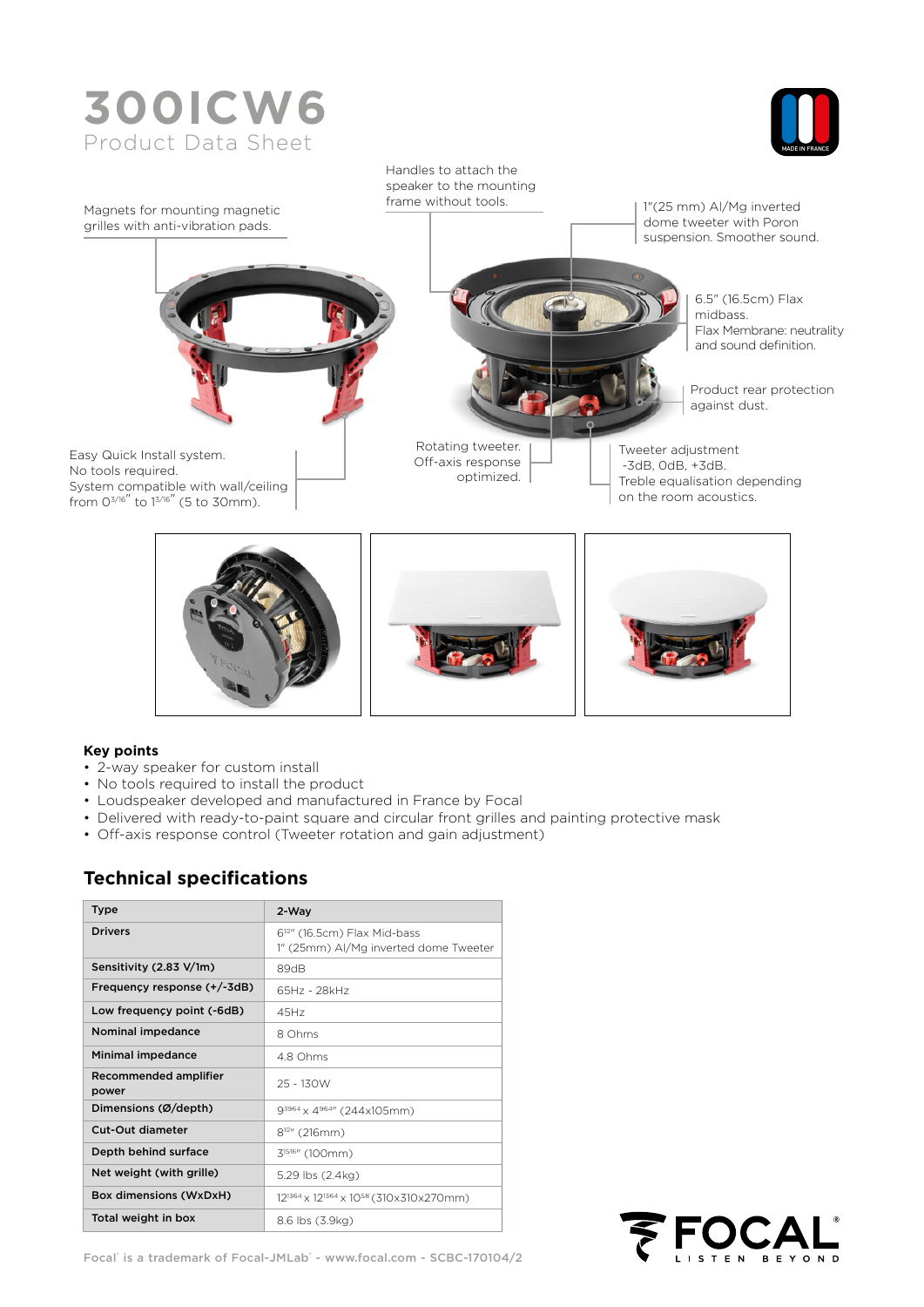# 300ICW6

Product Data Sheet

Magnets for mounting magnetic grilles with anti-vibration pads.

Handles to attach the speaker to the mounting frame without tools.

1"(25 mm) Al/Mg inverted dome tweeter with Poron suspension. Smoother sound.

6.5" (16.5cm) Flax midbass.
Flax Membrane: neutrality and sound definition.

Product rear protection against dust.

Easy Quick Install system.
No tools required.
System compatible with wall/ceiling from 0 3/16" to 1 3/16" (5 to 30mm).

Rotating tweeter.
Off-axis response optimized.

Tweeter adjustment
-3dB, 0dB, +3dB.
Treble equalisation depending on the room acoustics.

**Key points**

- 2-way speaker for custom install
- No tools required to install the product
- Loudspeaker developed and manufactured in France by Focal
- Delivered with ready-to-paint square and circular front grilles and painting protective mask
- Off-axis response control (Tweeter rotation and gain adjustment)

## Technical specifications

| Type | 2-Way |
|---|---|
| Drivers | 6 1/2" (16.5cm) Flax Mid-bass<br>1" (25mm) Al/Mg inverted dome Tweeter |
| Sensitivity (2.83 V/1m) | 89dB |
| Frequency response (+/-3dB) | 65Hz - 28kHz |
| Low frequency point (-6dB) | 45Hz |
| Nominal impedance | 8 Ohms |
| Minimal impedance | 4.8 Ohms |
| Recommended amplifier power | 25 - 130W |
| Dimensions (Ø/depth) | 9 39/64 x 4 9/64" (244x105mm) |
| Cut-Out diameter | 8 1/2" (216mm) |
| Depth behind surface | 3 15/16" (100mm) |
| Net weight (with grille) | 5.29 lbs (2.4kg) |
| Box dimensions (WxDxH) | 12 13/64 x 12 13/64 x 10 5/8 (310x310x270mm) |
| Total weight in box | 8.6 lbs (3.9kg) |

Focal® is a trademark of Focal-JMLab® - www.focal.com - SCBC-170104/2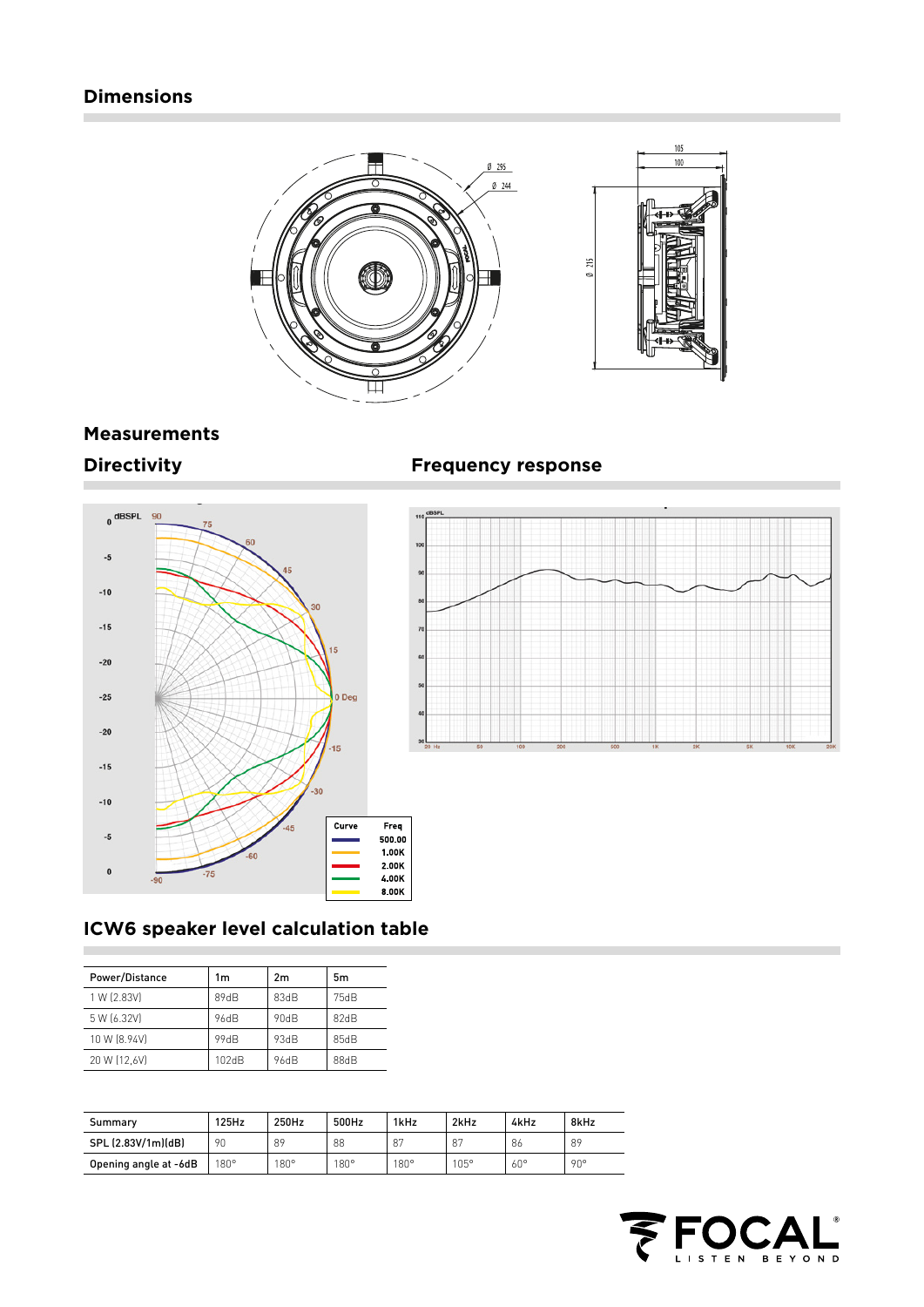## Dimensions

Ø 295

Ø 244

105

100

Ø 215

## Measurements

### Directivity

dBSPL

0 -5 -10 -15 -20 -25 -20 -15 -10 -5 0

90 75 60 45 30 15 0 Deg -15 -30 -45 -60 -75 -90

Curve Freq

500.00

1.00K

2.00K

4.00K

8.00K

### Frequency response

dBSPL

110 100 90 80 70 60 50 40 30

20 Hz 50 100 200 500 1K 2K 5K 10K 20K

## ICW6 speaker level calculation table

| Power/Distance | 1m | 2m | 5m |
|---|---|---|---|
| 1 W (2.83V) | 89dB | 83dB | 75dB |
| 5 W (6.32V) | 96dB | 90dB | 82dB |
| 10 W (8.94V) | 99dB | 93dB | 85dB |
| 20 W (12,6V) | 102dB | 96dB | 88dB |

| Summary | 125Hz | 250Hz | 500Hz | 1kHz | 2kHz | 4kHz | 8kHz |
|---|---|---|---|---|---|---|---|
| SPL (2.83V/1m)(dB) | 90 | 89 | 88 | 87 | 87 | 86 | 89 |
| Opening angle at -6dB | 180° | 180° | 180° | 180° | 105° | 60° | 90° |

FOCAL® LISTEN BEYOND